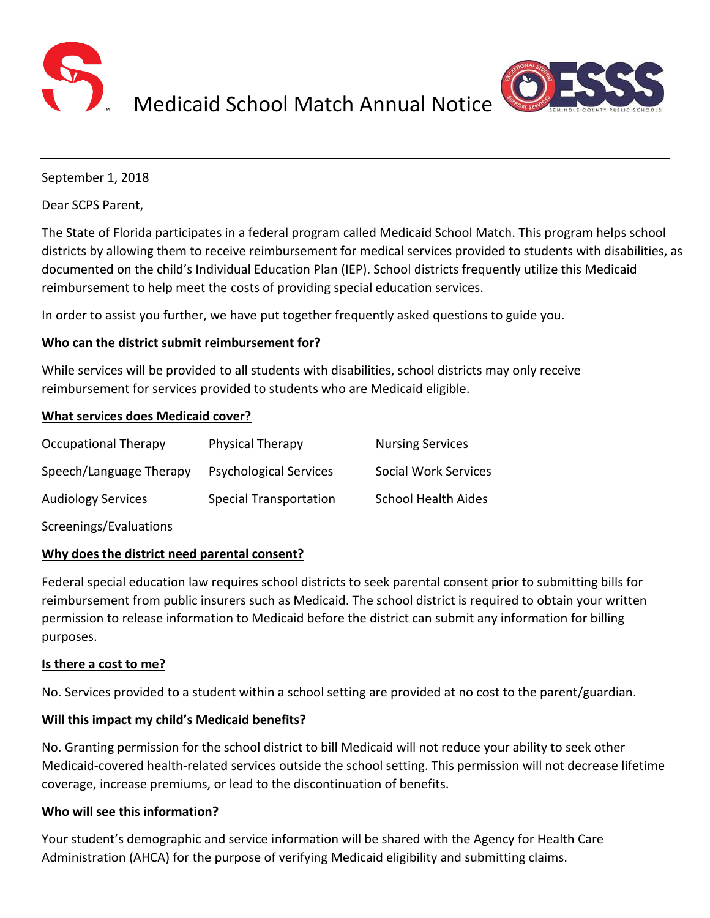# Medicaid School Match Annual Notice

September 1, 2018

Dear SCPS Parent,

The State of Florida participates in a federal program called Medicaid School Match. This program helps school districts by allowing them to receive reimbursement for medical services provided to students with disabilities, as documented on the child's Individual Education Plan (IEP). School districts frequently utilize this Medicaid reimbursement to help meet the costs of providing special education services.

In order to assist you further, we have put together frequently asked questions to guide you.

**Who can the district submit reimbursement for?**

While services will be provided to all students with disabilities, school districts may only receive reimbursement for services provided to students who are Medicaid eligible.

**What services does Medicaid cover?**

- Occupational Therapy
- Physical Therapy
- Nursing Services
- Speech/Language Therapy
- Psychological Services
- Social Work Services
- Audiology Services
- Special Transportation
- School Health Aides
- Screenings/Evaluations

**Why does the district need parental consent?**

Federal special education law requires school districts to seek parental consent prior to submitting bills for reimbursement from public insurers such as Medicaid. The school district is required to obtain your written permission to release information to Medicaid before the district can submit any information for billing purposes.

**Is there a cost to me?**

No. Services provided to a student within a school setting are provided at no cost to the parent/guardian.

**Will this impact my child's Medicaid benefits?**

No. Granting permission for the school district to bill Medicaid will not reduce your ability to seek other Medicaid-covered health-related services outside the school setting. This permission will not decrease lifetime coverage, increase premiums, or lead to the discontinuation of benefits.

**Who will see this information?**

Your student's demographic and service information will be shared with the Agency for Health Care Administration (AHCA) for the purpose of verifying Medicaid eligibility and submitting claims.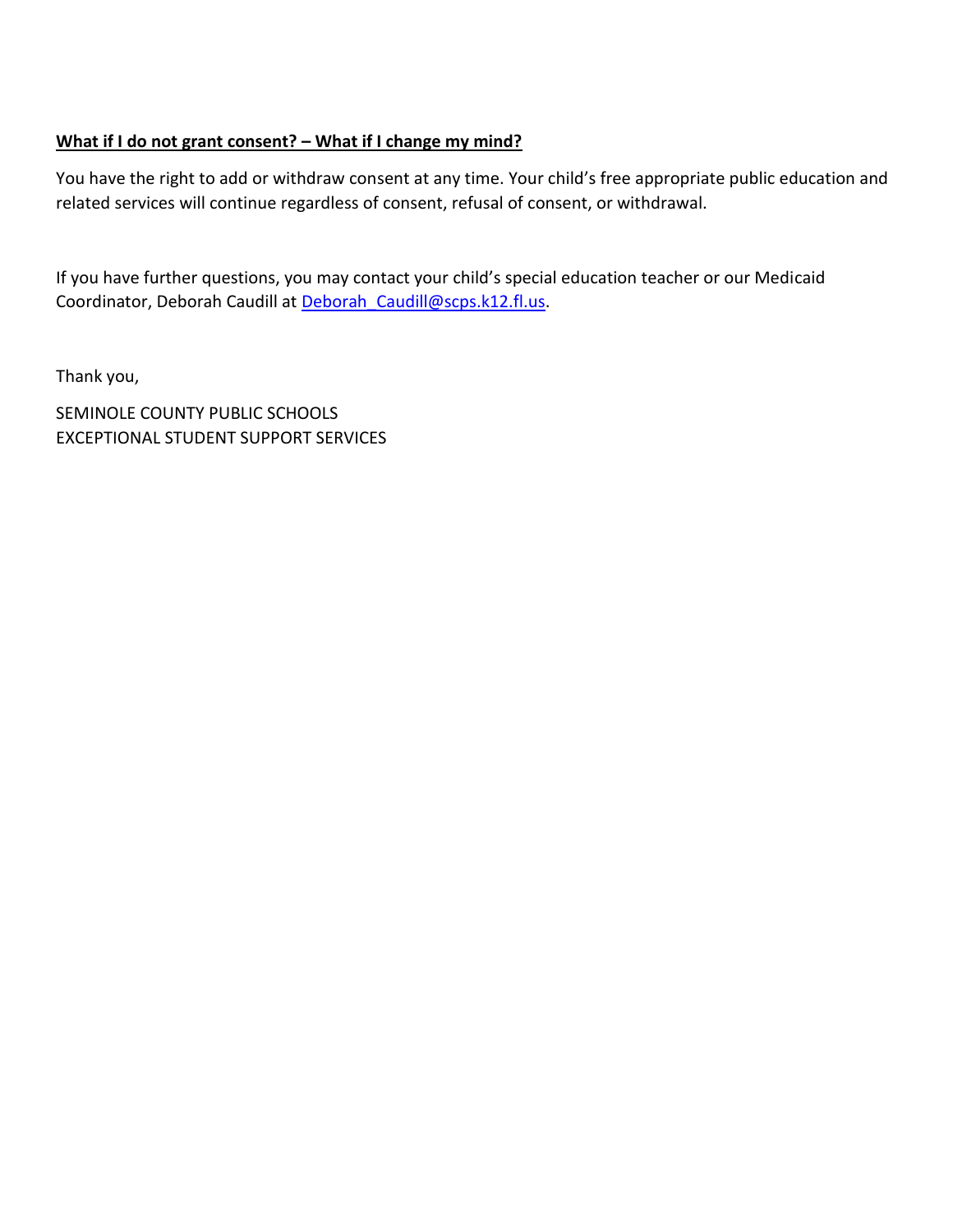**<u>What if I do not grant consent? – What if I change my mind?</u>**

You have the right to add or withdraw consent at any time. Your child's free appropriate public education and related services will continue regardless of consent, refusal of consent, or withdrawal.

If you have further questions, you may contact your child's special education teacher or our Medicaid Coordinator, Deborah Caudill at Deborah_Caudill@scps.k12.fl.us.

Thank you,

SEMINOLE COUNTY PUBLIC SCHOOLS
EXCEPTIONAL STUDENT SUPPORT SERVICES